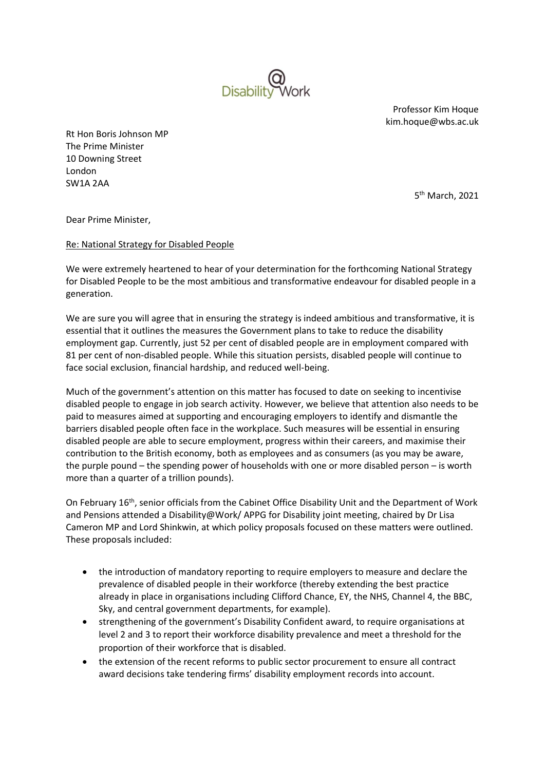Disability@Work

Professor Kim Hoque
kim.hoque@wbs.ac.uk

Rt Hon Boris Johnson MP
The Prime Minister
10 Downing Street
London
SW1A 2AA

5th March, 2021

Dear Prime Minister,

Re: National Strategy for Disabled People

We were extremely heartened to hear of your determination for the forthcoming National Strategy for Disabled People to be the most ambitious and transformative endeavour for disabled people in a generation.

We are sure you will agree that in ensuring the strategy is indeed ambitious and transformative, it is essential that it outlines the measures the Government plans to take to reduce the disability employment gap. Currently, just 52 per cent of disabled people are in employment compared with 81 per cent of non-disabled people. While this situation persists, disabled people will continue to face social exclusion, financial hardship, and reduced well-being.

Much of the government's attention on this matter has focused to date on seeking to incentivise disabled people to engage in job search activity. However, we believe that attention also needs to be paid to measures aimed at supporting and encouraging employers to identify and dismantle the barriers disabled people often face in the workplace. Such measures will be essential in ensuring disabled people are able to secure employment, progress within their careers, and maximise their contribution to the British economy, both as employees and as consumers (as you may be aware, the purple pound – the spending power of households with one or more disabled person – is worth more than a quarter of a trillion pounds).

On February 16th, senior officials from the Cabinet Office Disability Unit and the Department of Work and Pensions attended a Disability@Work/ APPG for Disability joint meeting, chaired by Dr Lisa Cameron MP and Lord Shinkwin, at which policy proposals focused on these matters were outlined. These proposals included:

- the introduction of mandatory reporting to require employers to measure and declare the prevalence of disabled people in their workforce (thereby extending the best practice already in place in organisations including Clifford Chance, EY, the NHS, Channel 4, the BBC, Sky, and central government departments, for example).
- strengthening of the government's Disability Confident award, to require organisations at level 2 and 3 to report their workforce disability prevalence and meet a threshold for the proportion of their workforce that is disabled.
- the extension of the recent reforms to public sector procurement to ensure all contract award decisions take tendering firms' disability employment records into account.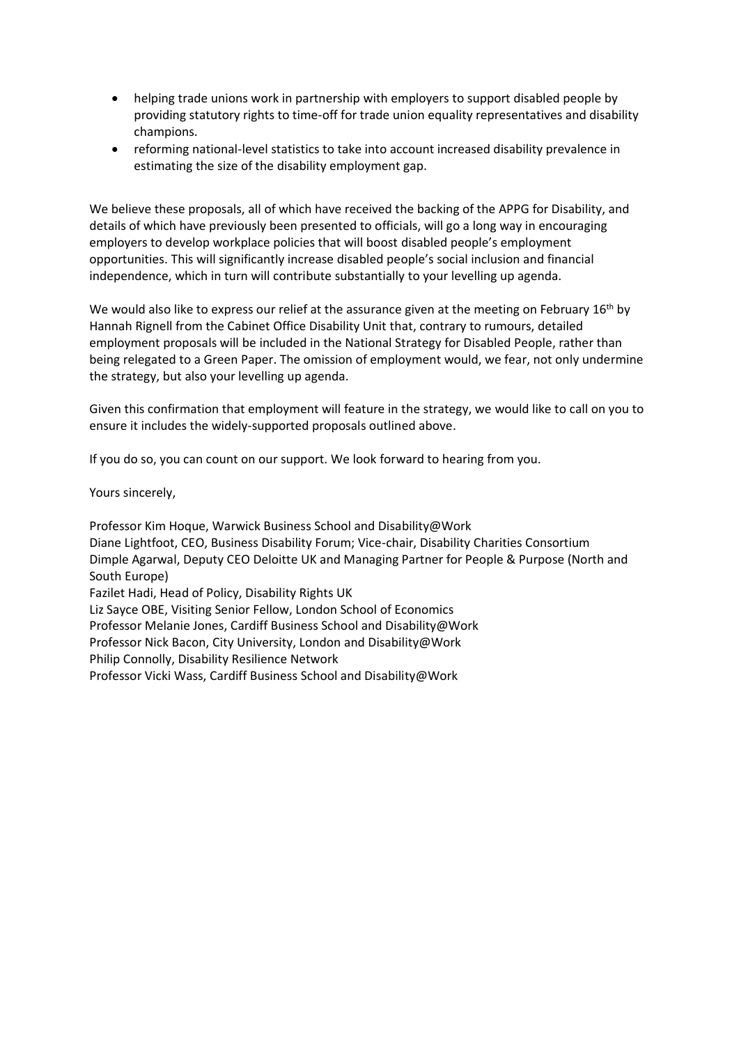- helping trade unions work in partnership with employers to support disabled people by providing statutory rights to time-off for trade union equality representatives and disability champions.
- reforming national-level statistics to take into account increased disability prevalence in estimating the size of the disability employment gap.

We believe these proposals, all of which have received the backing of the APPG for Disability, and details of which have previously been presented to officials, will go a long way in encouraging employers to develop workplace policies that will boost disabled people's employment opportunities. This will significantly increase disabled people's social inclusion and financial independence, which in turn will contribute substantially to your levelling up agenda.

We would also like to express our relief at the assurance given at the meeting on February 16th by Hannah Rignell from the Cabinet Office Disability Unit that, contrary to rumours, detailed employment proposals will be included in the National Strategy for Disabled People, rather than being relegated to a Green Paper. The omission of employment would, we fear, not only undermine the strategy, but also your levelling up agenda.

Given this confirmation that employment will feature in the strategy, we would like to call on you to ensure it includes the widely-supported proposals outlined above.

If you do so, you can count on our support. We look forward to hearing from you.

Yours sincerely,

Professor Kim Hoque, Warwick Business School and Disability@Work
Diane Lightfoot, CEO, Business Disability Forum; Vice-chair, Disability Charities Consortium
Dimple Agarwal, Deputy CEO Deloitte UK and Managing Partner for People & Purpose (North and South Europe)
Fazilet Hadi, Head of Policy, Disability Rights UK
Liz Sayce OBE, Visiting Senior Fellow, London School of Economics
Professor Melanie Jones, Cardiff Business School and Disability@Work
Professor Nick Bacon, City University, London and Disability@Work
Philip Connolly, Disability Resilience Network
Professor Vicki Wass, Cardiff Business School and Disability@Work